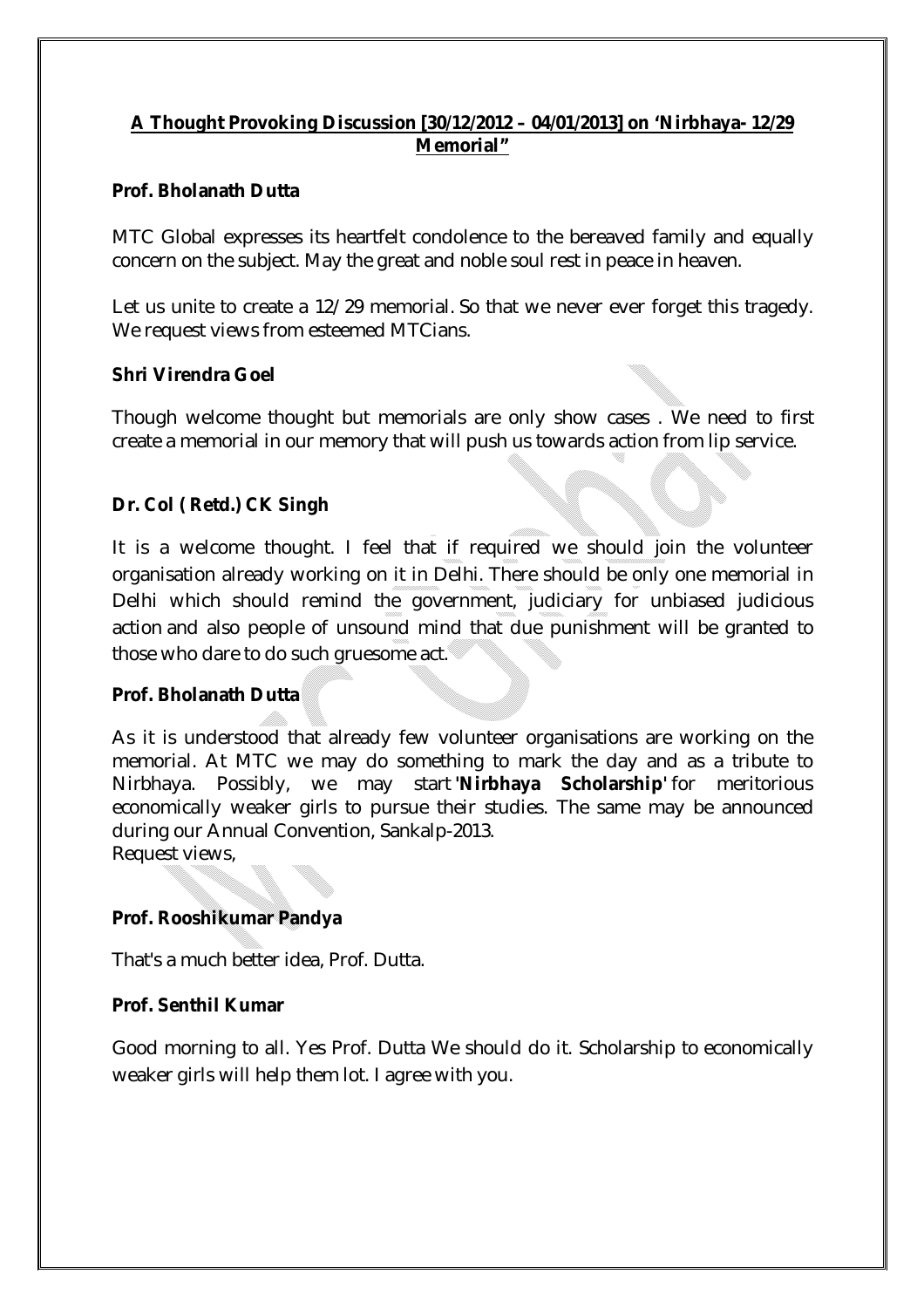## A Thought Provoking Discussion [30/12/2012 – 04/01/2013] on 'Nirbhaya- 12/29 Memorial"

**Prof. Bholanath Dutta**

MTC Global expresses its heartfelt condolence to the bereaved family and equally concern on the subject. May the great and noble soul rest in peace in heaven.

Let us unite to create a 12/29 memorial. So that we never ever forget this tragedy. We request views from esteemed MTCians.

**Shri Virendra Goel**

Though welcome thought but memorials are only show cases . We need to first create a memorial in our memory that will push us towards action from lip service.

**Dr. Col ( Retd.) CK Singh**

It is a welcome thought. I feel that if required we should join the volunteer organisation already working on it in Delhi. There should be only one memorial in Delhi which should remind the government, judiciary for unbiased judicious action and also people of unsound mind that due punishment will be granted to those who dare to do such gruesome act.

**Prof. Bholanath Dutta**

As it is understood that already few volunteer organisations are working on the memorial. At MTC we may do something to mark the day and as a tribute to Nirbhaya. Possibly, we may start **'Nirbhaya Scholarship'** for meritorious economically weaker girls to pursue their studies. The same may be announced during our Annual Convention, Sankalp-2013.
Request views,

**Prof. Rooshikumar Pandya**

That's a much better idea, Prof. Dutta.

**Prof. Senthil Kumar**

Good morning to all. Yes Prof. Dutta We should do it. Scholarship to economically weaker girls will help them lot. I agree with you.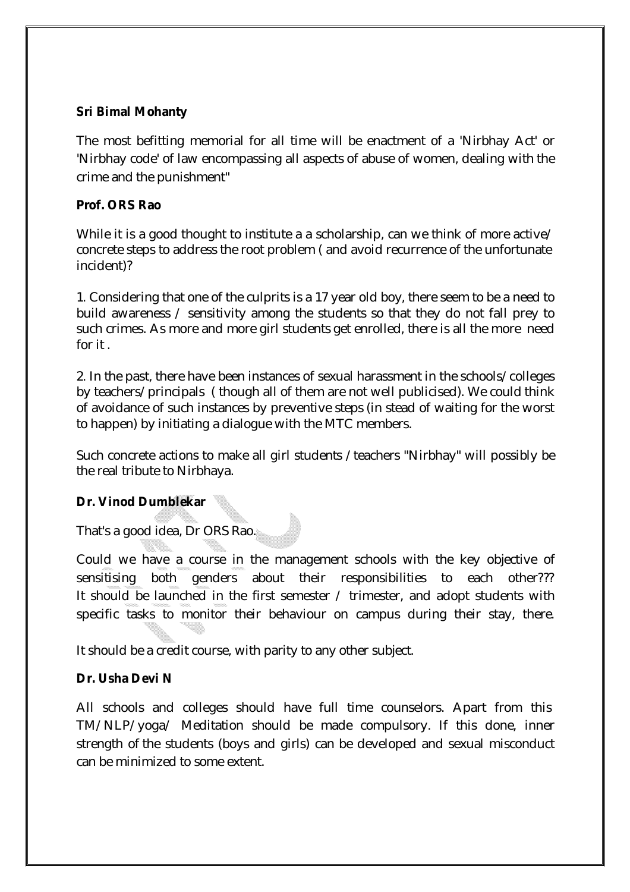**Sri Bimal Mohanty**

The most befitting memorial for all time will be enactment of a 'Nirbhay Act' or 'Nirbhay code' of law encompassing all aspects of abuse of women, dealing with the crime and the punishment"

**Prof. ORS Rao**

While it is a good thought to institute a a scholarship, can we think of more active/ concrete steps to address the root problem ( and avoid recurrence of the unfortunate incident)?

1. Considering that one of the culprits is a 17 year old boy, there seem to be a need to build awareness / sensitivity among the students so that they do not fall prey to such crimes. As more and more girl students get enrolled, there is all the more need for it .

2. In the past, there have been instances of sexual harassment in the schools/colleges by teachers/principals ( though all of them are not well publicised). We could think of avoidance of such instances by preventive steps (in stead of waiting for the worst to happen) by initiating a dialogue with the MTC members.

Such concrete actions to make all girl students /teachers "Nirbhay" will possibly be the real tribute to Nirbhaya.

**Dr. Vinod Dumblekar**

That's a good idea, Dr ORS Rao.

Could we have a course in the management schools with the key objective of sensitising both genders about their responsibilities to each other??? It should be launched in the first semester / trimester, and adopt students with specific tasks to monitor their behaviour on campus during their stay, there.

It should be a credit course, with parity to any other subject.

**Dr. Usha Devi N**

All schools and colleges should have full time counselors. Apart from this TM/NLP/yoga/ Meditation should be made compulsory. If this done, inner strength of the students (boys and girls) can be developed and sexual misconduct can be minimized to some extent.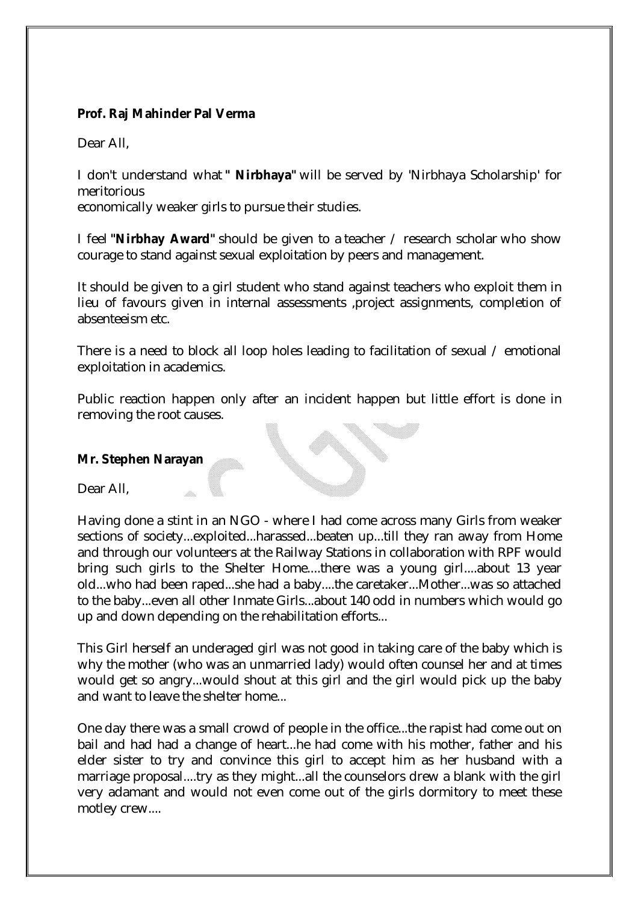**Prof. Raj Mahinder Pal Verma**

Dear All,

I don't understand what **" Nirbhaya"** will be served by 'Nirbhaya Scholarship' for meritorious economically weaker girls to pursue their studies.

I feel **"Nirbhay Award"** should be given to a teacher / research scholar who show courage to stand against sexual exploitation by peers and management.

It should be given to a girl student who stand against teachers who exploit them in lieu of favours given in internal assessments ,project assignments, completion of absenteeism etc.

There is a need to block all loop holes leading to facilitation of sexual / emotional exploitation in academics.

Public reaction happen only after an incident happen but little effort is done in removing the root causes.

**Mr. Stephen Narayan**

Dear All,

Having done a stint in an NGO - where I had come across many Girls from weaker sections of society...exploited...harassed...beaten up...till they ran away from Home and through our volunteers at the Railway Stations in collaboration with RPF would bring such girls to the Shelter Home....there was a young girl....about 13 year old...who had been raped...she had a baby....the caretaker...Mother...was so attached to the baby...even all other Inmate Girls...about 140 odd in numbers which would go up and down depending on the rehabilitation efforts...

This Girl herself an underaged girl was not good in taking care of the baby which is why the mother (who was an unmarried lady) would often counsel her and at times would get so angry...would shout at this girl and the girl would pick up the baby and want to leave the shelter home...

One day there was a small crowd of people in the office...the rapist had come out on bail and had had a change of heart...he had come with his mother, father and his elder sister to try and convince this girl to accept him as her husband with a marriage proposal....try as they might...all the counselors drew a blank with the girl very adamant and would not even come out of the girls dormitory to meet these motley crew....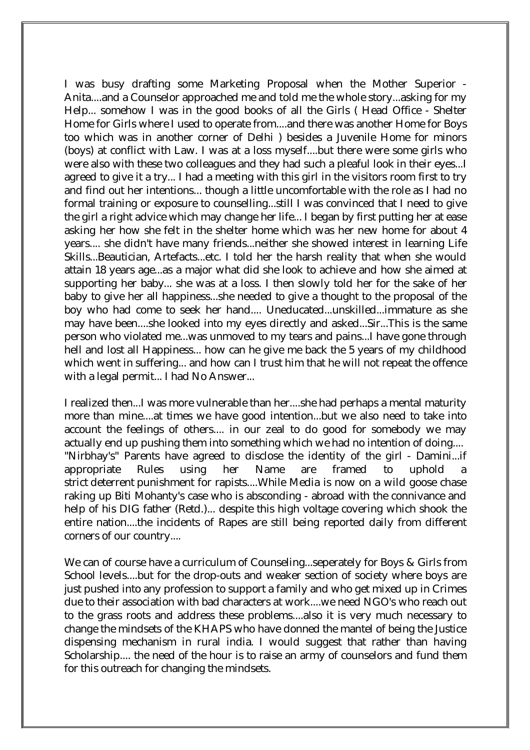I was busy drafting some Marketing Proposal when the Mother Superior - Anita....and a Counselor approached me and told me the whole story...asking for my Help... somehow I was in the good books of all the Girls ( Head Office - Shelter Home for Girls where I used to operate from....and there was another Home for Boys too which was in another corner of Delhi ) besides a Juvenile Home for minors (boys) at conflict with Law. I was at a loss myself....but there were some girls who were also with these two colleagues and they had such a pleaful look in their eyes...I agreed to give it a try... I had a meeting with this girl in the visitors room first to try and find out her intentions... though a little uncomfortable with the role as I had no formal training or exposure to counselling...still I was convinced that I need to give the girl a right advice which may change her life... I began by first putting her at ease asking her how she felt in the shelter home which was her new home for about 4 years.... she didn't have many friends...neither she showed interest in learning Life Skills...Beautician, Artefacts...etc. I told her the harsh reality that when she would attain 18 years age...as a major what did she look to achieve and how she aimed at supporting her baby... she was at a loss. I then slowly told her for the sake of her baby to give her all happiness...she needed to give a thought to the proposal of the boy who had come to seek her hand.... Uneducated...unskilled...immature as she may have been....she looked into my eyes directly and asked...Sir...This is the same person who violated me...was unmoved to my tears and pains...I have gone through hell and lost all Happiness... how can he give me back the 5 years of my childhood which went in suffering... and how can I trust him that he will not repeat the offence with a legal permit... I had No Answer...

I realized then...I was more vulnerable than her....she had perhaps a mental maturity more than mine....at times we have good intention...but we also need to take into account the feelings of others.... in our zeal to do good for somebody we may actually end up pushing them into something which we had no intention of doing....
"Nirbhay's" Parents have agreed to disclose the identity of the girl - Damini...if appropriate Rules using her Name are framed to uphold a strict deterrent punishment for rapists....While Media is now on a wild goose chase raking up Biti Mohanty's case who is absconding - abroad with the connivance and help of his DIG father (Retd.)... despite this high voltage covering which shook the entire nation....the incidents of Rapes are still being reported daily from different corners of our country....

We can of course have a curriculum of Counseling...seperately for Boys & Girls from School levels....but for the drop-outs and weaker section of society where boys are just pushed into any profession to support a family and who get mixed up in Crimes due to their association with bad characters at work....we need NGO's who reach out to the grass roots and address these problems....also it is very much necessary to change the mindsets of the KHAPS who have donned the mantel of being the Justice dispensing mechanism in rural india. I would suggest that rather than having Scholarship.... the need of the hour is to raise an army of counselors and fund them for this outreach for changing the mindsets.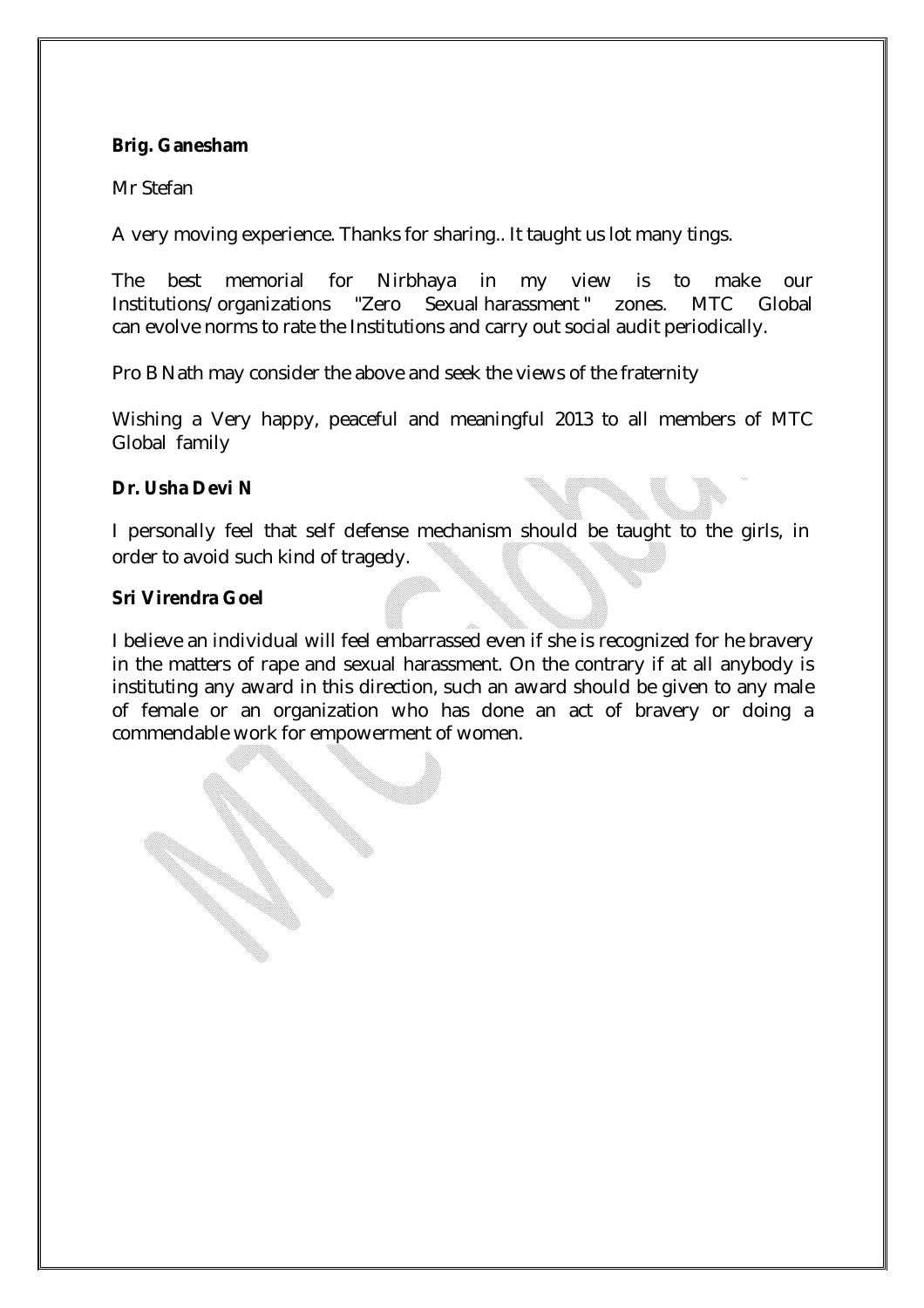**Brig. Ganesham**

Mr Stefan

A very moving experience. Thanks for sharing.. It taught us lot many tings.

The best memorial for Nirbhaya in my view is to make our Institutions/organizations "Zero Sexual harassment " zones. MTC Global can evolve norms to rate the Institutions and carry out social audit periodically.

Pro B Nath may consider the above and seek the views of the fraternity

Wishing a Very happy, peaceful and meaningful 2013 to all members of MTC Global family

**Dr. Usha Devi N**

I personally feel that self defense mechanism should be taught to the girls, in order to avoid such kind of tragedy.

**Sri Virendra Goel**

I believe an individual will feel embarrassed even if she is recognized for he bravery in the matters of rape and sexual harassment. On the contrary if at all anybody is instituting any award in this direction, such an award should be given to any male of female or an organization who has done an act of bravery or doing a commendable work for empowerment of women.